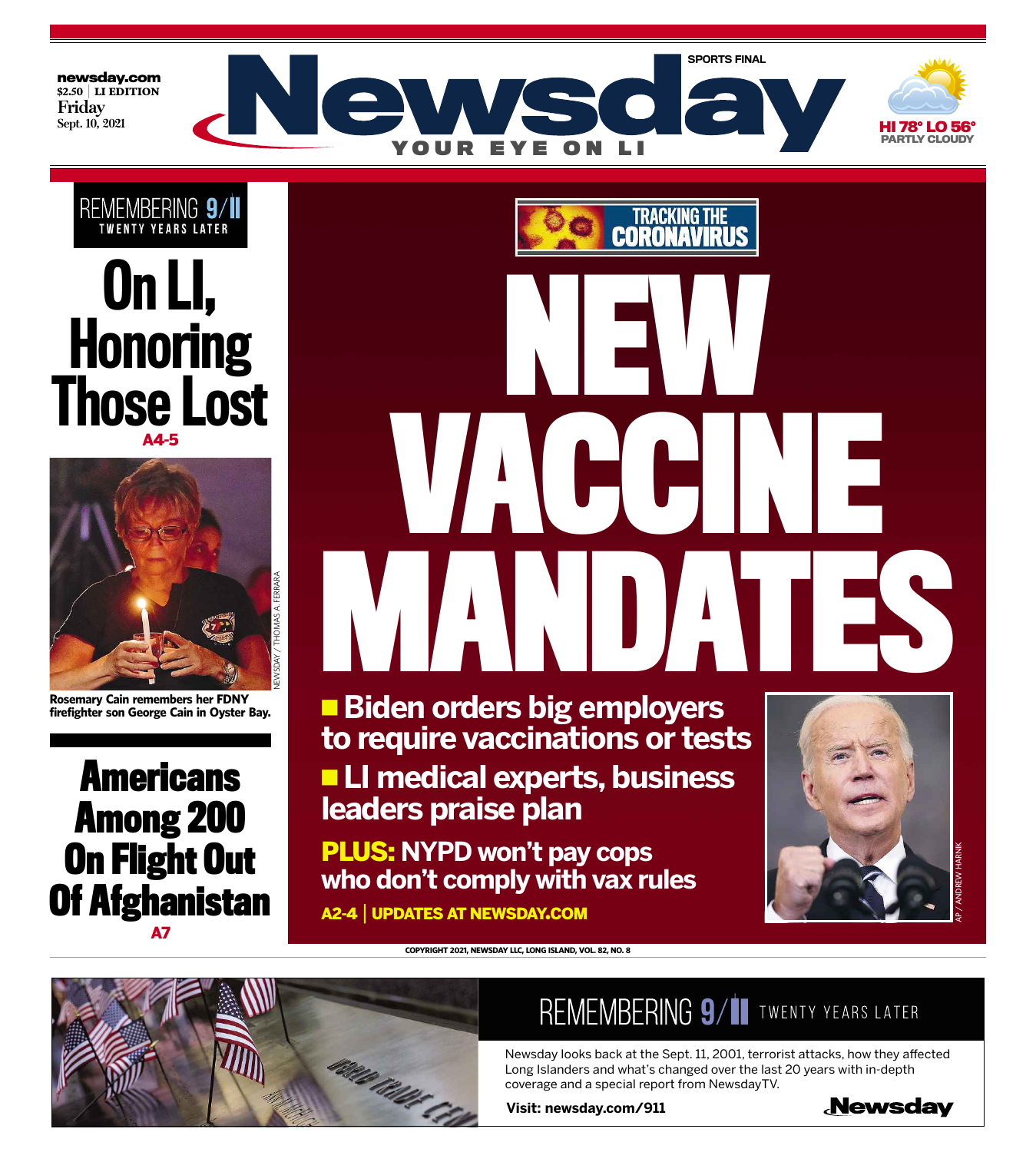newsday.com
$2.50 | LI EDITION
Friday
Sept. 10, 2021

SPORTS FINAL

# Newsday

YOUR EYE ON LI

HI 78° LO 56°
PARTLY CLOUDY

REMEMBERING 9/11
TWENTY YEARS LATER

## On LI, Honoring Those Lost

A4-5

Rosemary Cain remembers her FDNY firefighter son George Cain in Oyster Bay.

NEWSDAY / THOMAS A. FERRARA

## Americans Among 200 On Flight Out Of Afghanistan

A7

TRACKING THE CORONAVIRUS

# NEW VACCINE MANDATES

- Biden orders big employers to require vaccinations or tests
- LI medical experts, business leaders praise plan

**PLUS:** NYPD won't pay cops who don't comply with vax rules

A2-4 | UPDATES AT NEWSDAY.COM

AP / ANDREW HARNIK

COPYRIGHT 2021, NEWSDAY LLC, LONG ISLAND, VOL. 82, NO. 8

REMEMBERING 9/11 TWENTY YEARS LATER

Newsday looks back at the Sept. 11, 2001, terrorist attacks, how they affected Long Islanders and what's changed over the last 20 years with in-depth coverage and a special report from NewsdayTV.

Visit: newsday.com/911

Newsday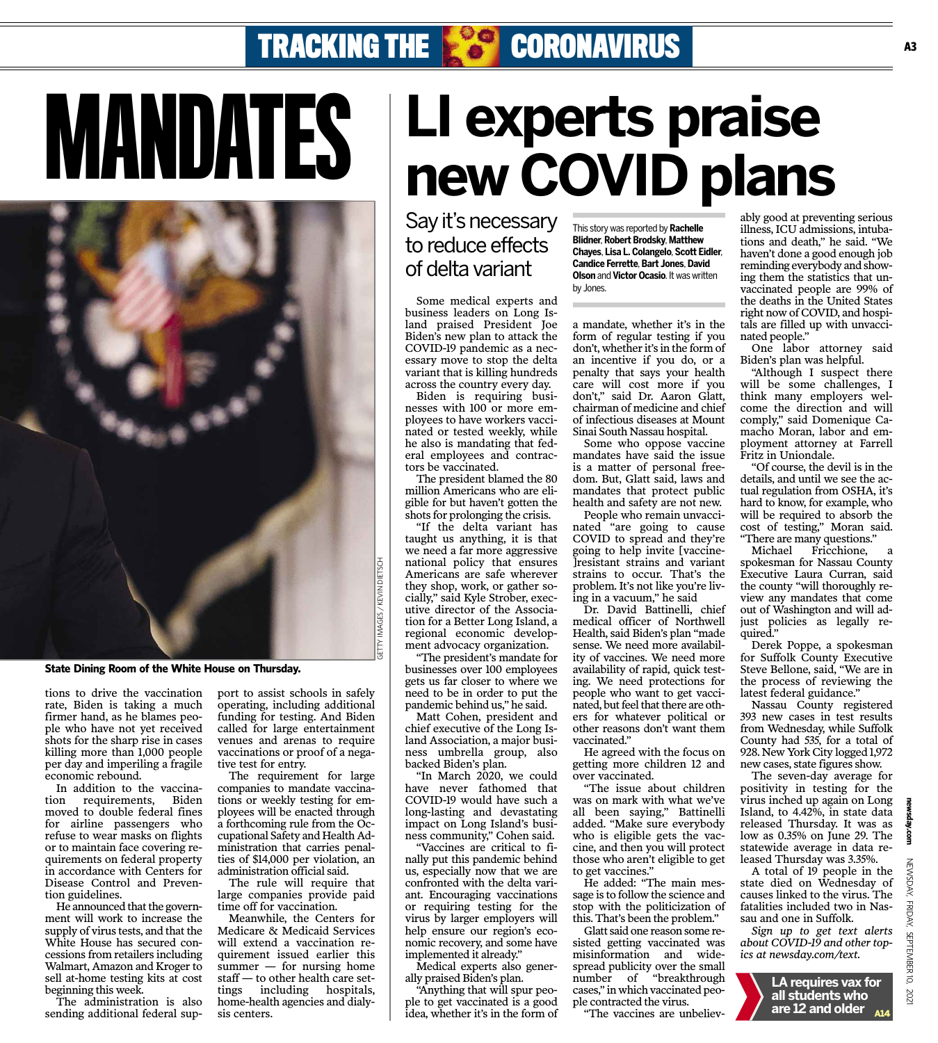# MANDATES

State Dining Room of the White House on Thursday.

tions to drive the vaccination rate, Biden is taking a much firmer hand, as he blames people who have not yet received shots for the sharp rise in cases killing more than 1,000 people per day and imperiling a fragile economic rebound.

In addition to the vaccination requirements, Biden moved to double federal fines for airline passengers who refuse to wear masks on flights or to maintain face covering requirements on federal property in accordance with Centers for Disease Control and Prevention guidelines.

He announced that the government will work to increase the supply of virus tests, and that the White House has secured concessions from retailers including Walmart, Amazon and Kroger to sell at-home testing kits at cost beginning this week.

The administration is also sending additional federal support to assist schools in safely operating, including additional funding for testing. And Biden called for large entertainment venues and arenas to require vaccinations or proof of a negative test for entry.

The requirement for large companies to mandate vaccinations or weekly testing for employees will be enacted through a forthcoming rule from the Occupational Safety and Health Administration that carries penalties of $14,000 per violation, an administration official said.

The rule will require that large companies provide paid time off for vaccination.

Meanwhile, the Centers for Medicare & Medicaid Services will extend a vaccination requirement issued earlier this summer — for nursing home staff — to other health care settings including hospitals, home-health agencies and dialysis centers.

# LI experts praise new COVID plans

## Say it's necessary to reduce effects of delta variant

This story was reported by **Rachelle Blidner**, **Robert Brodsky**, **Matthew Chayes**, **Lisa L. Colangelo**, **Scott Eidler**, **Candice Ferrette**, **Bart Jones**, **David Olson** and **Victor Ocasio**. It was written by Jones.

Some medical experts and business leaders on Long Island praised President Joe Biden's new plan to attack the COVID-19 pandemic as a necessary move to stop the delta variant that is killing hundreds across the country every day.

Biden is requiring businesses with 100 or more employees to have workers vaccinated or tested weekly, while he also is mandating that federal employees and contractors be vaccinated.

The president blamed the 80 million Americans who are eligible for but haven't gotten the shots for prolonging the crisis.

"If the delta variant has taught us anything, it is that we need a far more aggressive national policy that ensures Americans are safe wherever they shop, work, or gather socially," said Kyle Strober, executive director of the Association for a Better Long Island, a regional economic development advocacy organization.

"The president's mandate for businesses over 100 employees gets us far closer to where we need to be in order to put the pandemic behind us," he said.

Matt Cohen, president and chief executive of the Long Island Association, a major business umbrella group, also backed Biden's plan.

"In March 2020, we could have never fathomed that COVID-19 would have such a long-lasting and devastating impact on Long Island's business community," Cohen said.

"Vaccines are critical to finally put this pandemic behind us, especially now that we are confronted with the delta variant. Encouraging vaccinations or requiring testing for the virus by larger employers will help ensure our region's economic recovery, and some have implemented it already."

Medical experts also generally praised Biden's plan.

"Anything that will spur people to get vaccinated is a good idea, whether it's in the form of a mandate, whether it's in the form of regular testing if you don't, whether it's in the form of an incentive if you do, or a penalty that says your health care will cost more if you don't," said Dr. Aaron Glatt, chairman of medicine and chief of infectious diseases at Mount Sinai South Nassau hospital.

Some who oppose vaccine mandates have said the issue is a matter of personal freedom. But, Glatt said, laws and mandates that protect public health and safety are not new.

People who remain unvaccinated "are going to cause COVID to spread and they're going to help invite [vaccine-]resistant strains and variant strains to occur. That's the problem. It's not like you're living in a vacuum," he said

Dr. David Battinelli, chief medical officer of Northwell Health, said Biden's plan "made sense. We need more availability of vaccines. We need more availability of rapid, quick testing. We need protections for people who want to get vaccinated, but feel that there are others for whatever political or other reasons don't want them vaccinated."

He agreed with the focus on getting more children 12 and over vaccinated.

"The issue about children was on mark with what we've all been saying," Battinelli added. "Make sure everybody who is eligible gets the vaccine, and then you will protect those who aren't eligible to get to get vaccines."

He added: "The main message is to follow the science and stop with the politicization of this. That's been the problem."

Glatt said one reason some resisted getting vaccinated was misinformation and widespread publicity over the small number of "breakthrough cases," in which vaccinated people contracted the virus.

"The vaccines are unbelievably good at preventing serious illness, ICU admissions, intubations and death," he said. "We haven't done a good enough job reminding everybody and showing them the statistics that unvaccinated people are 99% of the deaths in the United States right now of COVID, and hospitals are filled up with unvaccinated people."

One labor attorney said Biden's plan was helpful.

"Although I suspect there will be some challenges, I think many employers welcome the direction and will comply," said Domenique Camacho Moran, labor and employment attorney at Farrell Fritz in Uniondale.

"Of course, the devil is in the details, and until we see the actual regulation from OSHA, it's hard to know, for example, who will be required to absorb the cost of testing," Moran said. "There are many questions."

Michael Fricchione, a spokesman for Nassau County Executive Laura Curran, said the county "will thoroughly review any mandates that come out of Washington and will adjust policies as legally required."

Derek Poppe, a spokesman for Suffolk County Executive Steve Bellone, said, "We are in the process of reviewing the latest federal guidance."

Nassau County registered 393 new cases in test results from Wednesday, while Suffolk County had 535, for a total of 928. New York City logged 1,972 new cases, state figures show.

The seven-day average for positivity in testing for the virus inched up again on Long Island, to 4.42%, in state data released Thursday. It was as low as 0.35% on June 29. The statewide average in data released Thursday was 3.35%.

A total of 19 people in the state died on Wednesday of causes linked to the virus. The fatalities included two in Nassau and one in Suffolk.

*Sign up to get text alerts about COVID-19 and other topics at newsday.com/text.*

**LA requires vax for all students who are 12 and older** A14